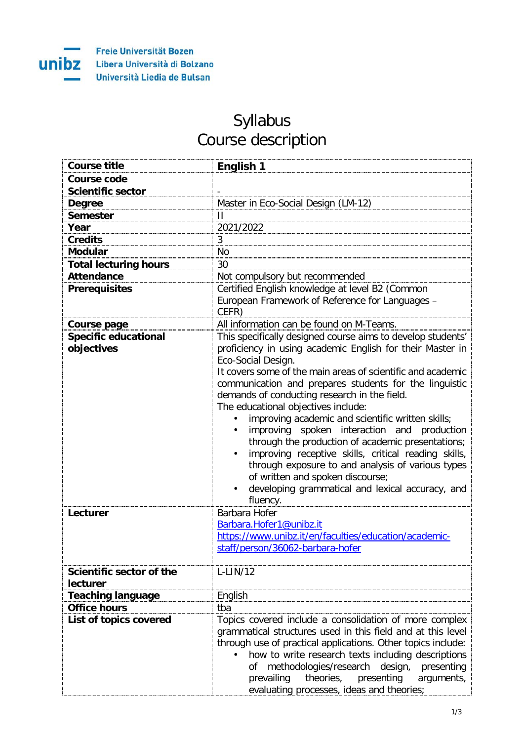Freie Universität Bozen
Libera Università di Bolzano
Università Liedia de Bulsan

# Syllabus
# Course description

| Course title | **English 1** |
|---|---|
| Course code | |
| Scientific sector | - |
| Degree | Master in Eco-Social Design (LM-12) |
| Semester | II |
| Year | 2021/2022 |
| Credits | 3 |
| Modular | No |
| Total lecturing hours | 30 |
| Attendance | Not compulsory but recommended |
| Prerequisites | Certified English knowledge at level B2 (Common European Framework of Reference for Languages – CEFR) |
| Course page | All information can be found on M-Teams. |
| Specific educational objectives | This specifically designed course aims to develop students' proficiency in using academic English for their Master in Eco-Social Design.<br>It covers some of the main areas of scientific and academic communication and prepares students for the linguistic demands of conducting research in the field.<br>The educational objectives include:<br>• improving academic and scientific written skills;<br>• improving spoken interaction and production through the production of academic presentations;<br>• improving receptive skills, critical reading skills, through exposure to and analysis of various types of written and spoken discourse;<br>• developing grammatical and lexical accuracy, and fluency. |
| Lecturer | Barbara Hofer<br>Barbara.Hofer1@unibz.it<br>https://www.unibz.it/en/faculties/education/academic-staff/person/36062-barbara-hofer |
| Scientific sector of the lecturer | L-LIN/12 |
| Teaching language | English |
| Office hours | tba |
| List of topics covered | Topics covered include a consolidation of more complex grammatical structures used in this field and at this level through use of practical applications. Other topics include:<br>• how to write research texts including descriptions of methodologies/research design, presenting prevailing theories, presenting arguments, evaluating processes, ideas and theories; |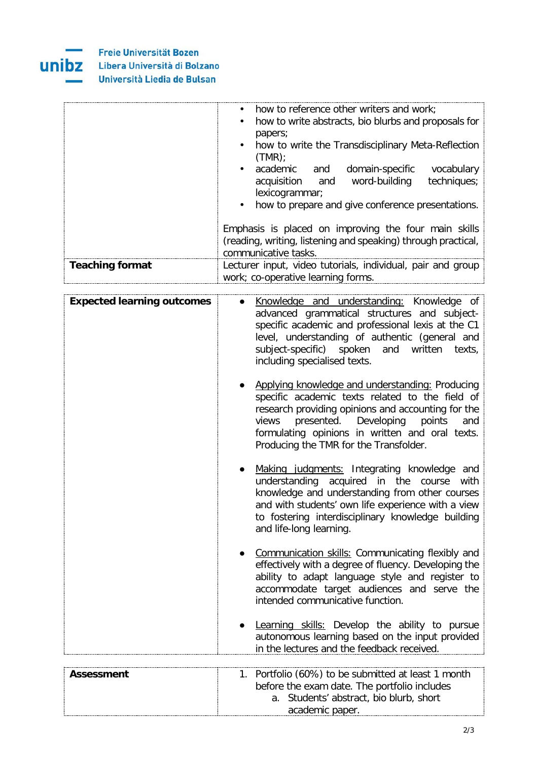| | |
|---|---|
| | • how to reference other writers and work;<br>• how to write abstracts, bio blurbs and proposals for papers;<br>• how to write the Transdisciplinary Meta-Reflection (TMR);<br>• academic and domain-specific vocabulary acquisition and word-building techniques; lexicogrammar;<br>• how to prepare and give conference presentations.<br><br>Emphasis is placed on improving the four main skills (reading, writing, listening and speaking) through practical, communicative tasks. |
| **Teaching format** | Lecturer input, video tutorials, individual, pair and group work; co-operative learning forms. |

| | |
|---|---|
| **Expected learning outcomes** | • Knowledge and understanding: Knowledge of advanced grammatical structures and subject-specific academic and professional lexis at the C1 level, understanding of authentic (general and subject-specific) spoken and written texts, including specialised texts.<br><br>• Applying knowledge and understanding: Producing specific academic texts related to the field of research providing opinions and accounting for the views presented. Developing points and formulating opinions in written and oral texts. Producing the TMR for the Transfolder.<br><br>• Making judgments: Integrating knowledge and understanding acquired in the course with knowledge and understanding from other courses and with students' own life experience with a view to fostering interdisciplinary knowledge building and life-long learning.<br><br>• Communication skills: Communicating flexibly and effectively with a degree of fluency. Developing the ability to adapt language style and register to accommodate target audiences and serve the intended communicative function.<br><br>• Learning skills: Develop the ability to pursue autonomous learning based on the input provided in the lectures and the feedback received. |

| | |
|---|---|
| **Assessment** | 1. Portfolio (60%) to be submitted at least 1 month before the exam date. The portfolio includes<br>&nbsp;&nbsp;&nbsp;&nbsp;a. Students' abstract, bio blurb, short academic paper. |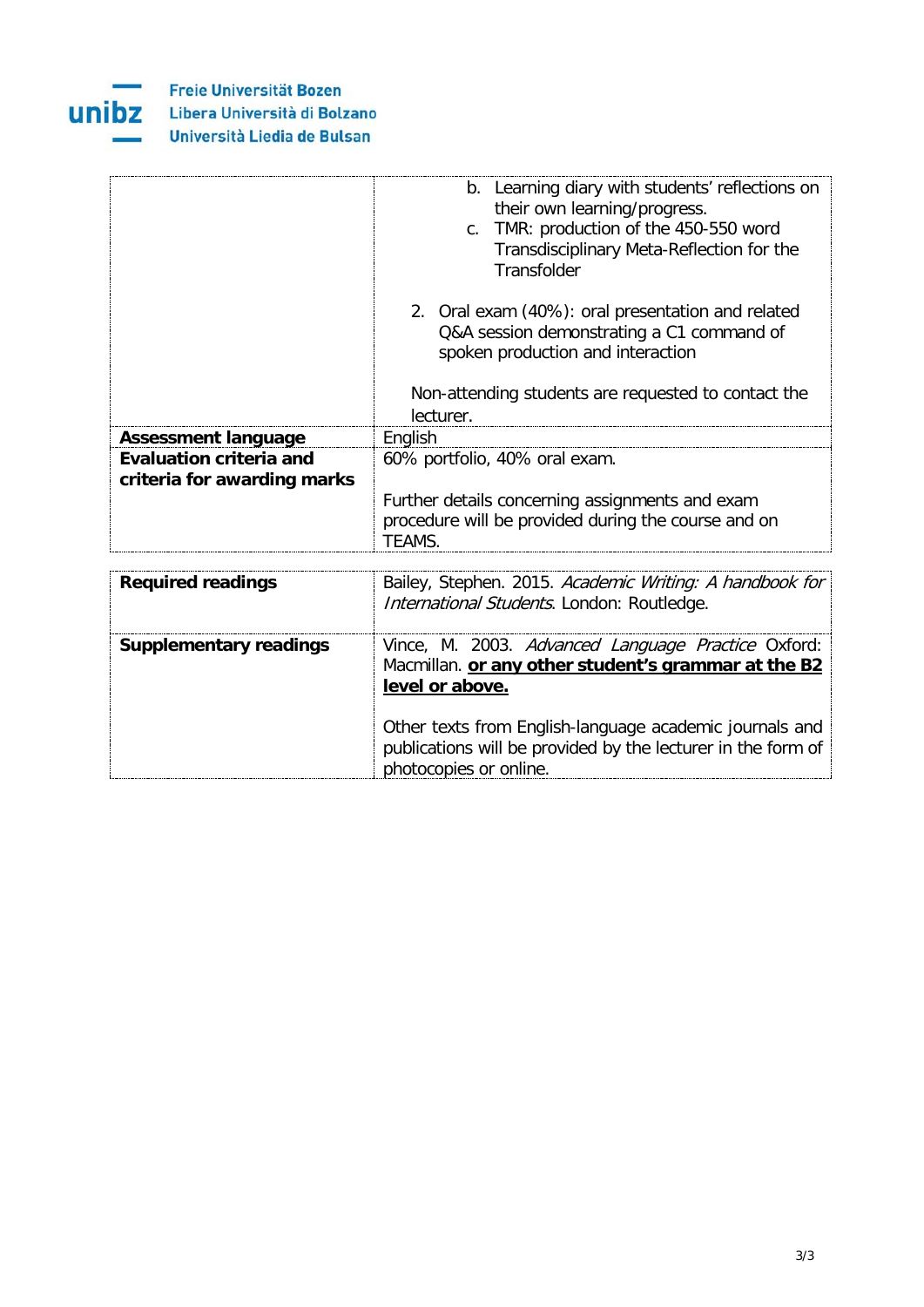| | |
|---|---|
| | b. Learning diary with students' reflections on their own learning/progress.<br>c. TMR: production of the 450-550 word Transdisciplinary Meta-Reflection for the Transfolder<br><br>2. Oral exam (40%): oral presentation and related Q&A session demonstrating a C1 command of spoken production and interaction<br><br>Non-attending students are requested to contact the lecturer. |
| **Assessment language** | English |
| **Evaluation criteria and criteria for awarding marks** | 60% portfolio, 40% oral exam.<br><br>Further details concerning assignments and exam procedure will be provided during the course and on TEAMS. |

| | |
|---|---|
| **Required readings** | Bailey, Stephen. 2015. *Academic Writing: A handbook for International Students*. London: Routledge. |
| **Supplementary readings** | Vince, M. 2003. *Advanced Language Practice* Oxford: Macmillan. **or any other student's grammar at the B2 level or above.**<br><br>Other texts from English-language academic journals and publications will be provided by the lecturer in the form of photocopies or online. |